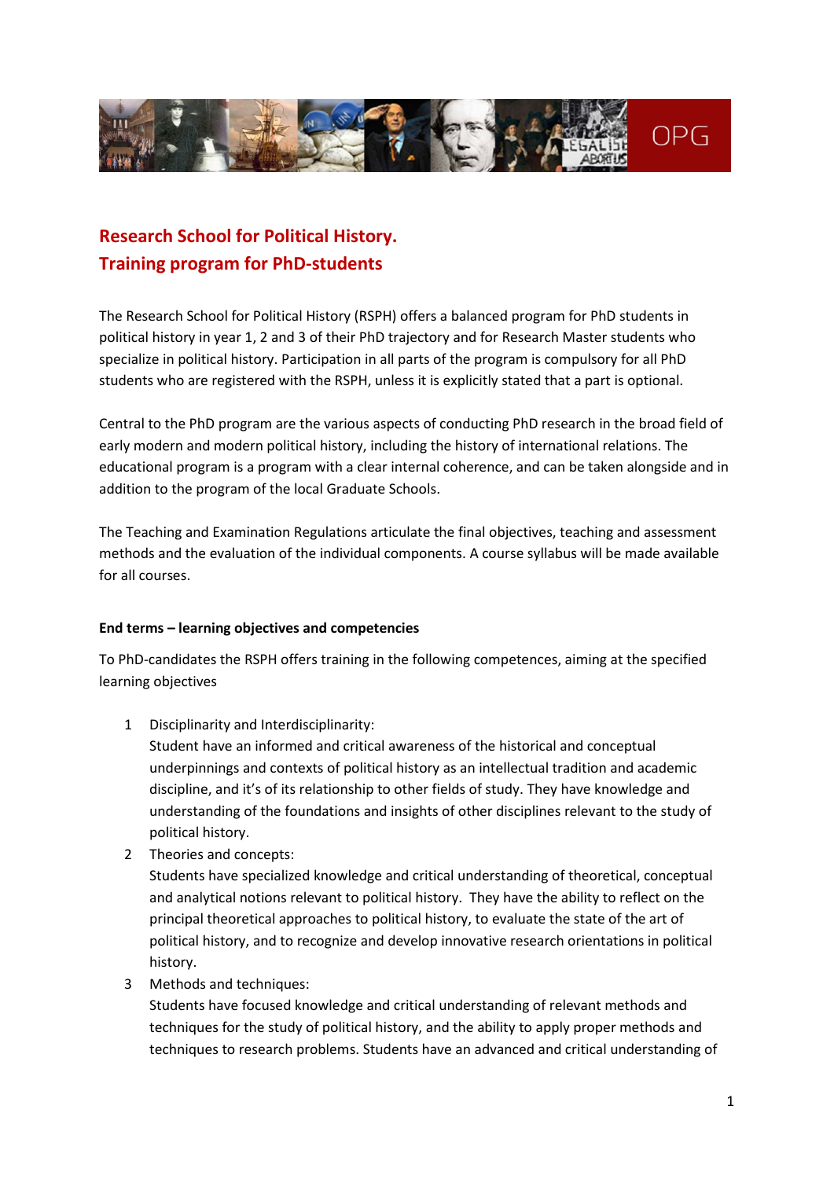# Research School for Political History.
# Training program for PhD-students

The Research School for Political History (RSPH) offers a balanced program for PhD students in political history in year 1, 2 and 3 of their PhD trajectory and for Research Master students who specialize in political history. Participation in all parts of the program is compulsory for all PhD students who are registered with the RSPH, unless it is explicitly stated that a part is optional.

Central to the PhD program are the various aspects of conducting PhD research in the broad field of early modern and modern political history, including the history of international relations. The educational program is a program with a clear internal coherence, and can be taken alongside and in addition to the program of the local Graduate Schools.

The Teaching and Examination Regulations articulate the final objectives, teaching and assessment methods and the evaluation of the individual components. A course syllabus will be made available for all courses.

**End terms – learning objectives and competencies**

To PhD-candidates the RSPH offers training in the following competences, aiming at the specified learning objectives

1. Disciplinarity and Interdisciplinarity:
   Student have an informed and critical awareness of the historical and conceptual underpinnings and contexts of political history as an intellectual tradition and academic discipline, and it's of its relationship to other fields of study. They have knowledge and understanding of the foundations and insights of other disciplines relevant to the study of political history.
2. Theories and concepts:
   Students have specialized knowledge and critical understanding of theoretical, conceptual and analytical notions relevant to political history. They have the ability to reflect on the principal theoretical approaches to political history, to evaluate the state of the art of political history, and to recognize and develop innovative research orientations in political history.
3. Methods and techniques:
   Students have focused knowledge and critical understanding of relevant methods and techniques for the study of political history, and the ability to apply proper methods and techniques to research problems. Students have an advanced and critical understanding of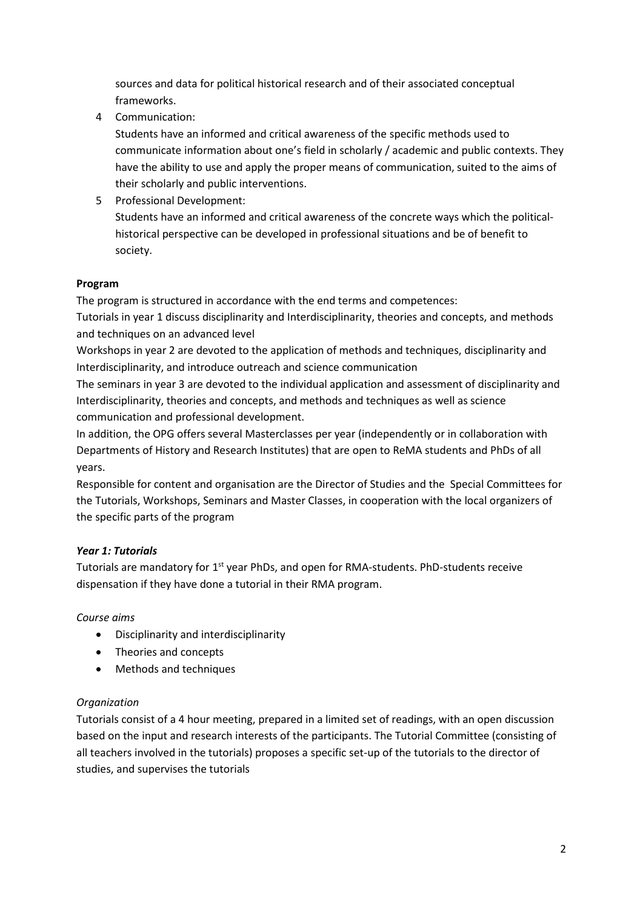sources and data for political historical research and of their associated conceptual frameworks.

4. Communication:
   Students have an informed and critical awareness of the specific methods used to communicate information about one's field in scholarly / academic and public contexts. They have the ability to use and apply the proper means of communication, suited to the aims of their scholarly and public interventions.
5. Professional Development:
   Students have an informed and critical awareness of the concrete ways which the political-historical perspective can be developed in professional situations and be of benefit to society.

**Program**

The program is structured in accordance with the end terms and competences:

Tutorials in year 1 discuss disciplinarity and Interdisciplinarity, theories and concepts, and methods and techniques on an advanced level

Workshops in year 2 are devoted to the application of methods and techniques, disciplinarity and Interdisciplinarity, and introduce outreach and science communication

The seminars in year 3 are devoted to the individual application and assessment of disciplinarity and Interdisciplinarity, theories and concepts, and methods and techniques as well as science communication and professional development.

In addition, the OPG offers several Masterclasses per year (independently or in collaboration with Departments of History and Research Institutes) that are open to ReMA students and PhDs of all years.

Responsible for content and organisation are the Director of Studies and the Special Committees for the Tutorials, Workshops, Seminars and Master Classes, in cooperation with the local organizers of the specific parts of the program

***Year 1: Tutorials***

Tutorials are mandatory for 1st year PhDs, and open for RMA-students. PhD-students receive dispensation if they have done a tutorial in their RMA program.

*Course aims*

- Disciplinarity and interdisciplinarity
- Theories and concepts
- Methods and techniques

*Organization*

Tutorials consist of a 4 hour meeting, prepared in a limited set of readings, with an open discussion based on the input and research interests of the participants. The Tutorial Committee (consisting of all teachers involved in the tutorials) proposes a specific set-up of the tutorials to the director of studies, and supervises the tutorials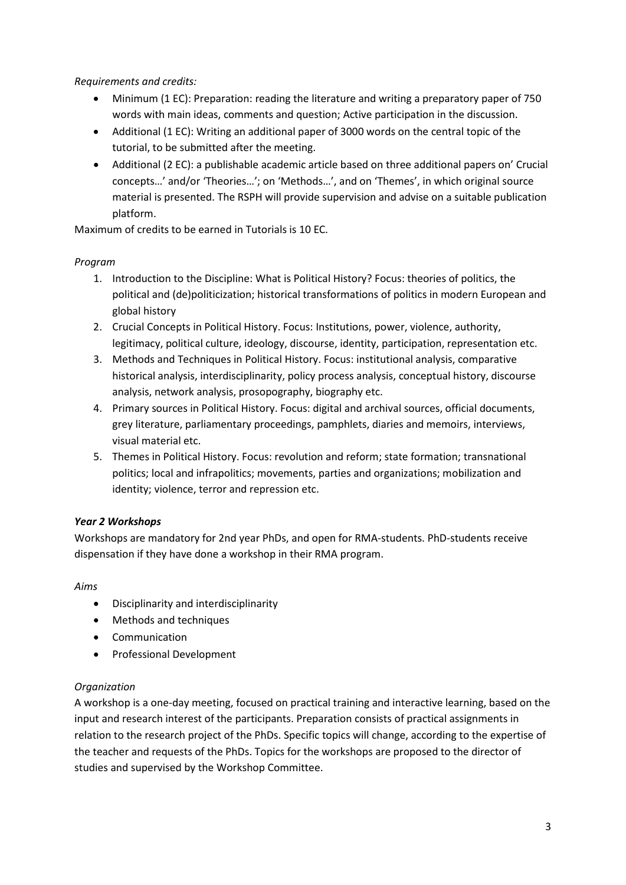*Requirements and credits:*

- Minimum (1 EC): Preparation: reading the literature and writing a preparatory paper of 750 words with main ideas, comments and question; Active participation in the discussion.
- Additional (1 EC): Writing an additional paper of 3000 words on the central topic of the tutorial, to be submitted after the meeting.
- Additional (2 EC): a publishable academic article based on three additional papers on' Crucial concepts…' and/or 'Theories…'; on 'Methods…', and on 'Themes', in which original source material is presented. The RSPH will provide supervision and advise on a suitable publication platform.

Maximum of credits to be earned in Tutorials is 10 EC.

*Program*

1. Introduction to the Discipline: What is Political History? Focus: theories of politics, the political and (de)politicization; historical transformations of politics in modern European and global history
2. Crucial Concepts in Political History. Focus: Institutions, power, violence, authority, legitimacy, political culture, ideology, discourse, identity, participation, representation etc.
3. Methods and Techniques in Political History. Focus: institutional analysis, comparative historical analysis, interdisciplinarity, policy process analysis, conceptual history, discourse analysis, network analysis, prosopography, biography etc.
4. Primary sources in Political History. Focus: digital and archival sources, official documents, grey literature, parliamentary proceedings, pamphlets, diaries and memoirs, interviews, visual material etc.
5. Themes in Political History. Focus: revolution and reform; state formation; transnational politics; local and infrapolitics; movements, parties and organizations; mobilization and identity; violence, terror and repression etc.

***Year 2 Workshops***

Workshops are mandatory for 2nd year PhDs, and open for RMA-students. PhD-students receive dispensation if they have done a workshop in their RMA program.

*Aims*

- Disciplinarity and interdisciplinarity
- Methods and techniques
- Communication
- Professional Development

*Organization*

A workshop is a one-day meeting, focused on practical training and interactive learning, based on the input and research interest of the participants. Preparation consists of practical assignments in relation to the research project of the PhDs. Specific topics will change, according to the expertise of the teacher and requests of the PhDs. Topics for the workshops are proposed to the director of studies and supervised by the Workshop Committee.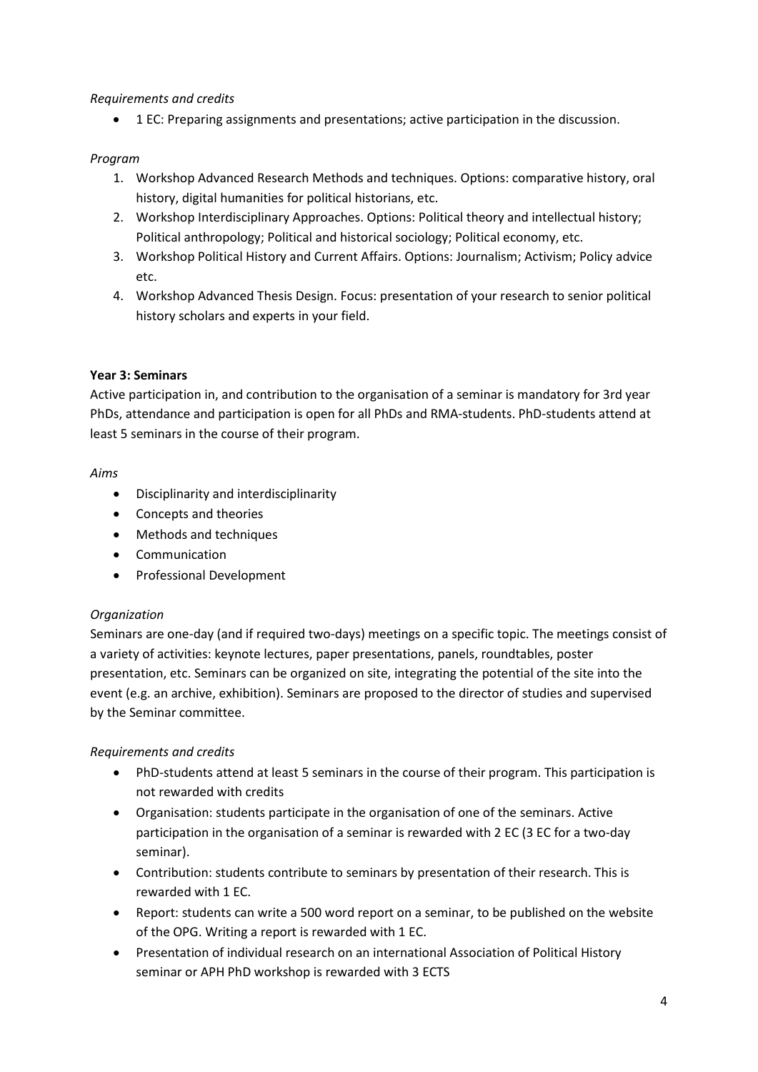*Requirements and credits*

- 1 EC: Preparing assignments and presentations; active participation in the discussion.

*Program*

1. Workshop Advanced Research Methods and techniques. Options: comparative history, oral history, digital humanities for political historians, etc.
2. Workshop Interdisciplinary Approaches. Options: Political theory and intellectual history; Political anthropology; Political and historical sociology; Political economy, etc.
3. Workshop Political History and Current Affairs. Options: Journalism; Activism; Policy advice etc.
4. Workshop Advanced Thesis Design. Focus: presentation of your research to senior political history scholars and experts in your field.

**Year 3: Seminars**

Active participation in, and contribution to the organisation of a seminar is mandatory for 3rd year PhDs, attendance and participation is open for all PhDs and RMA-students. PhD-students attend at least 5 seminars in the course of their program.

*Aims*

- Disciplinarity and interdisciplinarity
- Concepts and theories
- Methods and techniques
- Communication
- Professional Development

*Organization*

Seminars are one-day (and if required two-days) meetings on a specific topic. The meetings consist of a variety of activities: keynote lectures, paper presentations, panels, roundtables, poster presentation, etc. Seminars can be organized on site, integrating the potential of the site into the event (e.g. an archive, exhibition). Seminars are proposed to the director of studies and supervised by the Seminar committee.

*Requirements and credits*

- PhD-students attend at least 5 seminars in the course of their program. This participation is not rewarded with credits
- Organisation: students participate in the organisation of one of the seminars. Active participation in the organisation of a seminar is rewarded with 2 EC (3 EC for a two-day seminar).
- Contribution: students contribute to seminars by presentation of their research. This is rewarded with 1 EC.
- Report: students can write a 500 word report on a seminar, to be published on the website of the OPG. Writing a report is rewarded with 1 EC.
- Presentation of individual research on an international Association of Political History seminar or APH PhD workshop is rewarded with 3 ECTS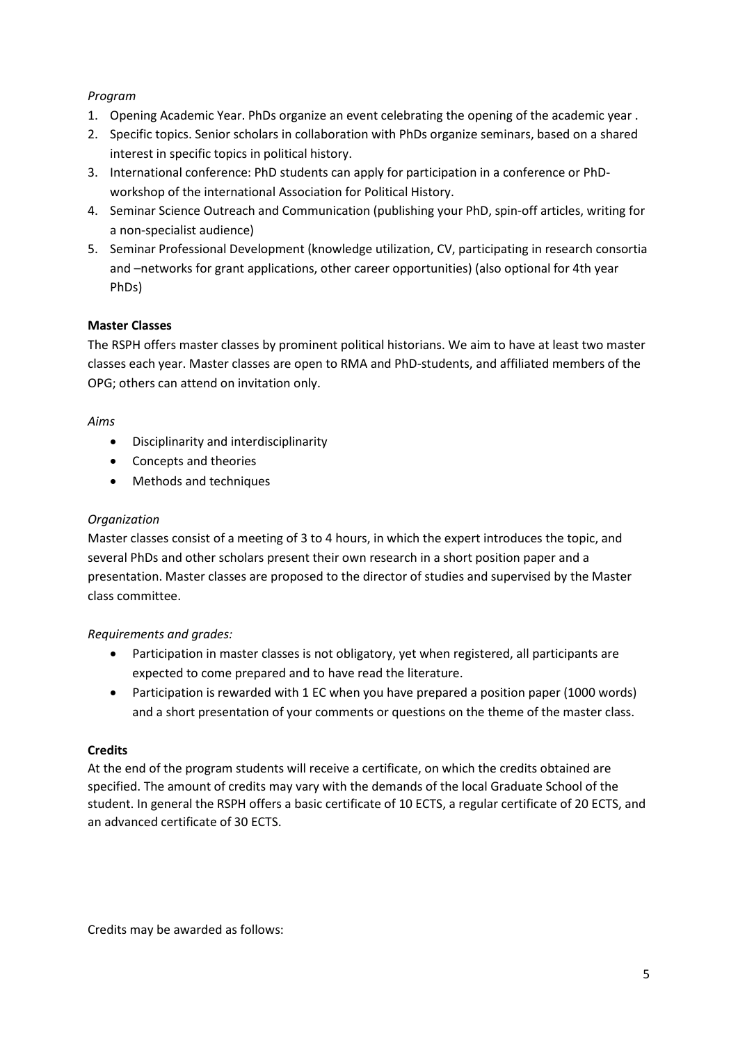*Program*

1. Opening Academic Year. PhDs organize an event celebrating the opening of the academic year .
2. Specific topics. Senior scholars in collaboration with PhDs organize seminars, based on a shared interest in specific topics in political history.
3. International conference: PhD students can apply for participation in a conference or PhD-workshop of the international Association for Political History.
4. Seminar Science Outreach and Communication (publishing your PhD, spin-off articles, writing for a non-specialist audience)
5. Seminar Professional Development (knowledge utilization, CV, participating in research consortia and –networks for grant applications, other career opportunities) (also optional for 4th year PhDs)

**Master Classes**

The RSPH offers master classes by prominent political historians. We aim to have at least two master classes each year. Master classes are open to RMA and PhD-students, and affiliated members of the OPG; others can attend on invitation only.

*Aims*

- Disciplinarity and interdisciplinarity
- Concepts and theories
- Methods and techniques

*Organization*

Master classes consist of a meeting of 3 to 4 hours, in which the expert introduces the topic, and several PhDs and other scholars present their own research in a short position paper and a presentation. Master classes are proposed to the director of studies and supervised by the Master class committee.

*Requirements and grades:*

- Participation in master classes is not obligatory, yet when registered, all participants are expected to come prepared and to have read the literature.
- Participation is rewarded with 1 EC when you have prepared a position paper (1000 words) and a short presentation of your comments or questions on the theme of the master class.

**Credits**

At the end of the program students will receive a certificate, on which the credits obtained are specified. The amount of credits may vary with the demands of the local Graduate School of the student. In general the RSPH offers a basic certificate of 10 ECTS, a regular certificate of 20 ECTS, and an advanced certificate of 30 ECTS.

Credits may be awarded as follows: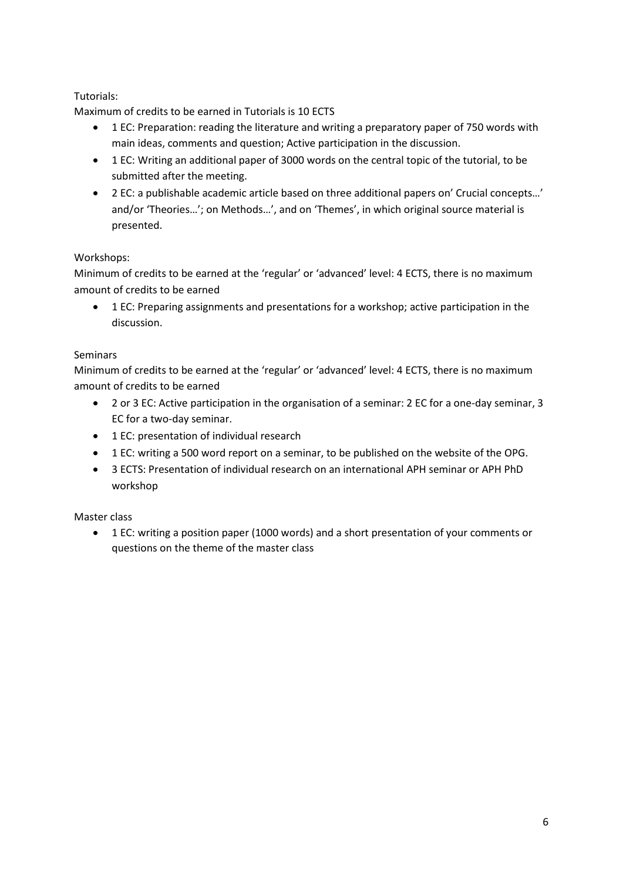Tutorials:

Maximum of credits to be earned in Tutorials is 10 ECTS

- 1 EC: Preparation: reading the literature and writing a preparatory paper of 750 words with main ideas, comments and question; Active participation in the discussion.
- 1 EC: Writing an additional paper of 3000 words on the central topic of the tutorial, to be submitted after the meeting.
- 2 EC: a publishable academic article based on three additional papers on' Crucial concepts…' and/or 'Theories…'; on Methods…', and on 'Themes', in which original source material is presented.

Workshops:

Minimum of credits to be earned at the 'regular' or 'advanced' level: 4 ECTS, there is no maximum amount of credits to be earned

- 1 EC: Preparing assignments and presentations for a workshop; active participation in the discussion.

Seminars

Minimum of credits to be earned at the 'regular' or 'advanced' level: 4 ECTS, there is no maximum amount of credits to be earned

- 2 or 3 EC: Active participation in the organisation of a seminar: 2 EC for a one-day seminar, 3 EC for a two-day seminar.
- 1 EC: presentation of individual research
- 1 EC: writing a 500 word report on a seminar, to be published on the website of the OPG.
- 3 ECTS: Presentation of individual research on an international APH seminar or APH PhD workshop

Master class

- 1 EC: writing a position paper (1000 words) and a short presentation of your comments or questions on the theme of the master class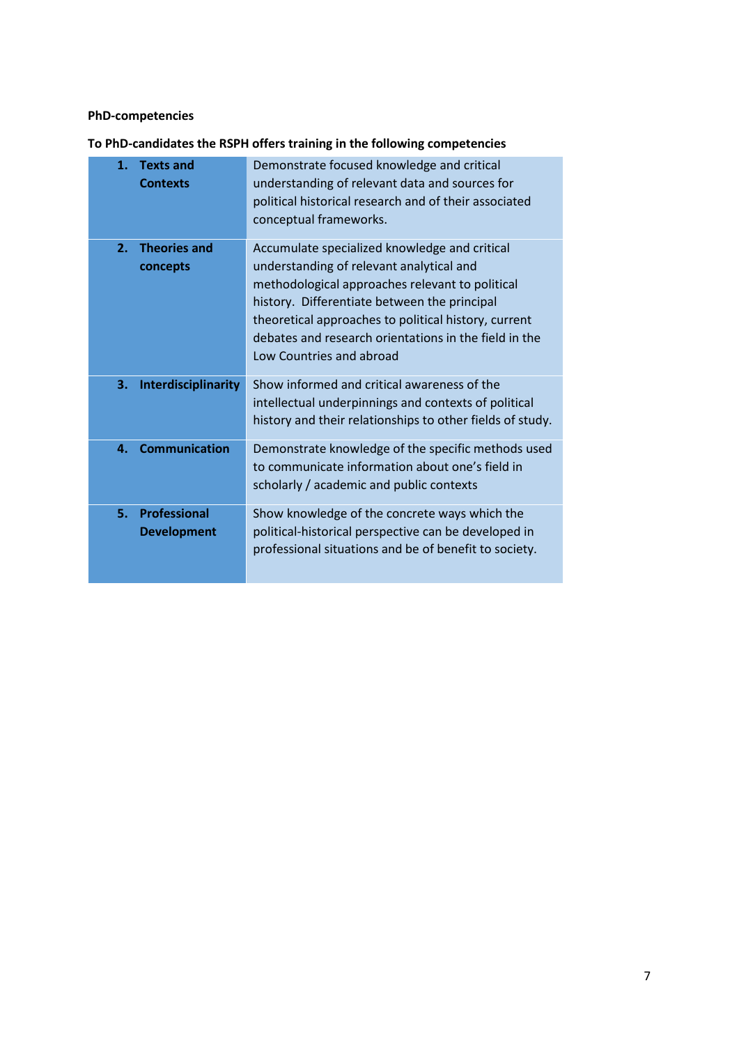**PhD-competencies**

**To PhD-candidates the RSPH offers training in the following competencies**

| | |
|---|---|
| **1. Texts and Contexts** | Demonstrate focused knowledge and critical understanding of relevant data and sources for political historical research and of their associated conceptual frameworks. |
| **2. Theories and concepts** | Accumulate specialized knowledge and critical understanding of relevant analytical and methodological approaches relevant to political history. Differentiate between the principal theoretical approaches to political history, current debates and research orientations in the field in the Low Countries and abroad |
| **3. Interdisciplinarity** | Show informed and critical awareness of the intellectual underpinnings and contexts of political history and their relationships to other fields of study. |
| **4. Communication** | Demonstrate knowledge of the specific methods used to communicate information about one's field in scholarly / academic and public contexts |
| **5. Professional Development** | Show knowledge of the concrete ways which the political-historical perspective can be developed in professional situations and be of benefit to society. |